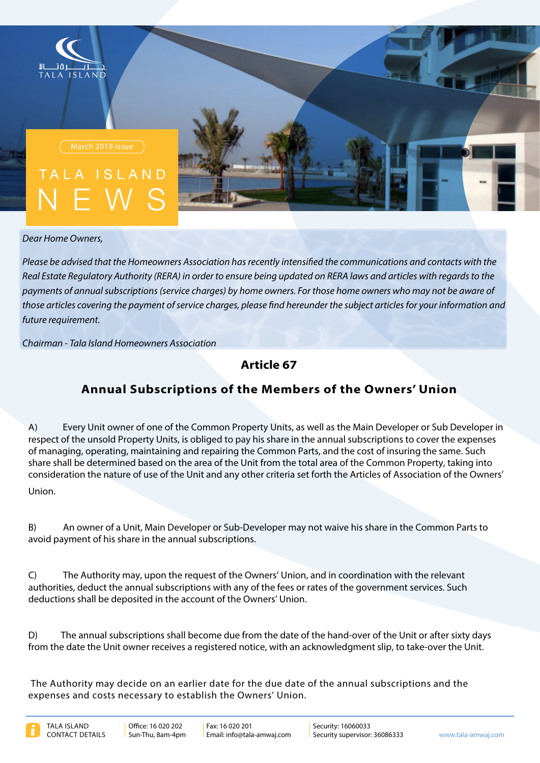TALA ISLAND

March 2019 Issue

# TALA ISLAND NEWS

*Dear Home Owners,*

*Please be advised that the Homeowners Association has recently intensified the communications and contacts with the Real Estate Regulatory Authority (RERA) in order to ensure being updated on RERA laws and articles with regards to the payments of annual subscriptions (service charges) by home owners. For those home owners who may not be aware of those articles covering the payment of service charges, please find hereunder the subject articles for your information and future requirement.*

*Chairman - Tala Island Homeowners Association*

## Article 67

## Annual Subscriptions of the Members of the Owners' Union

A) Every Unit owner of one of the Common Property Units, as well as the Main Developer or Sub Developer in respect of the unsold Property Units, is obliged to pay his share in the annual subscriptions to cover the expenses of managing, operating, maintaining and repairing the Common Parts, and the cost of insuring the same. Such share shall be determined based on the area of the Unit from the total area of the Common Property, taking into consideration the nature of use of the Unit and any other criteria set forth the Articles of Association of the Owners' Union.

B) An owner of a Unit, Main Developer or Sub-Developer may not waive his share in the Common Parts to avoid payment of his share in the annual subscriptions.

C) The Authority may, upon the request of the Owners' Union, and in coordination with the relevant authorities, deduct the annual subscriptions with any of the fees or rates of the government services. Such deductions shall be deposited in the account of the Owners' Union.

D) The annual subscriptions shall become due from the date of the hand-over of the Unit or after sixty days from the date the Unit owner receives a registered notice, with an acknowledgment slip, to take-over the Unit.

The Authority may decide on an earlier date for the due date of the annual subscriptions and the expenses and costs necessary to establish the Owners' Union.

TALA ISLAND CONTACT DETAILS | Office: 16 020 202 Sun-Thu, 8am-4pm | Fax: 16 020 201 Email: info@tala-amwaj.com | Security: 16060033 Security supervisor: 36086333 | www.tala-amwaj.com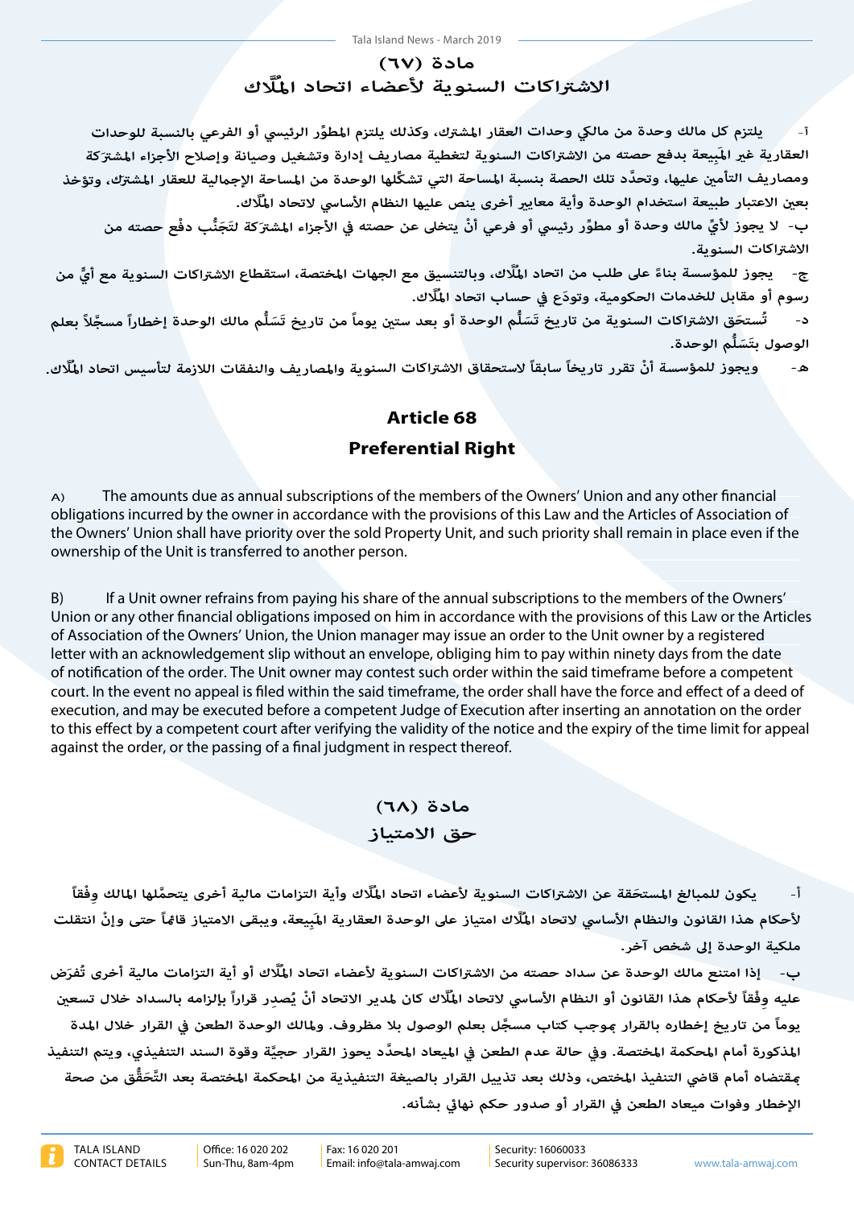## مادة (٦٧)
## الاشتراكات السنوية لأعضاء اتحاد المُلّاك

أ- يلتزم كل مالك وحدة من مالكي وحدات العقار المشترك، وكذلك يلتزم المطوِّر الرئيسي أو الفرعي بالنسبة للوحدات العقارية غير المَبِيعة بدفع حصته من الاشتراكات السنوية لتغطية مصاريف إدارة وتشغيل وصيانة وإصلاح الأجزاء المشترَكة ومصاريف التأمين عليها، وتحدَّد تلك الحصة بنسبة المساحة التي تشكِّلها الوحدة من المساحة الإجمالية للعقار المشترك، وتؤخذ بعين الاعتبار طبيعة استخدام الوحدة وأية معايير أخرى ينص عليها النظام الأساسي لاتحاد المُلّاك.

ب- لا يجوز لأيِّ مالك وحدة أو مطوِّر رئيسي أو فرعي أنْ يتخلى عن حصته في الأجزاء المشترَكة لتَجَنُّب دفْع حصته من الاشتراكات السنوية.

ج- يجوز للمؤسسة بناءً على طلب من اتحاد المُلّاك، وبالتنسيق مع الجهات المختصة، استقطاع الاشتراكات السنوية مع أيٍّ من رسوم أو مقابل للخدمات الحكومية، وتودَع في حساب اتحاد المُلّاك.

د- تُستحَق الاشتراكات السنوية من تاريخ تَسَلُّم الوحدة أو بعد ستين يوماً من تاريخ تَسَلُّم مالك الوحدة إخطاراً مسجَّلاً بعلم الوصول بتَسَلُّم الوحدة.

هـ- ويجوز للمؤسسة أنْ تقرر تاريخاً سابقاً لاستحقاق الاشتراكات السنوية والمصاريف والنفقات اللازمة لتأسيس اتحاد المُلّاك.

## Article 68
## Preferential Right

A) The amounts due as annual subscriptions of the members of the Owners' Union and any other financial obligations incurred by the owner in accordance with the provisions of this Law and the Articles of Association of the Owners' Union shall have priority over the sold Property Unit, and such priority shall remain in place even if the ownership of the Unit is transferred to another person.

B) If a Unit owner refrains from paying his share of the annual subscriptions to the members of the Owners' Union or any other financial obligations imposed on him in accordance with the provisions of this Law or the Articles of Association of the Owners' Union, the Union manager may issue an order to the Unit owner by a registered letter with an acknowledgement slip without an envelope, obliging him to pay within ninety days from the date of notification of the order. The Unit owner may contest such order within the said timeframe before a competent court. In the event no appeal is filed within the said timeframe, the order shall have the force and effect of a deed of execution, and may be executed before a competent Judge of Execution after inserting an annotation on the order to this effect by a competent court after verifying the validity of the notice and the expiry of the time limit for appeal against the order, or the passing of a final judgment in respect thereof.

## مادة (٦٨)
## حق الامتياز

أ- يكون للمبالغ المستحَقة عن الاشتراكات السنوية لأعضاء اتحاد المُلّاك وأية التزامات مالية أخرى يتحمَّلها المالك وِفْقاً لأحكام هذا القانون والنظام الأساسي لاتحاد المُلّاك امتياز على الوحدة العقارية المَبِيعة، ويبقى الامتياز قائماً حتى وإنْ انتقلت ملكية الوحدة إلى شخص آخر.

ب- إذا امتنع مالك الوحدة عن سداد حصته من الاشتراكات السنوية لأعضاء اتحاد المُلّاك أو أية التزامات مالية أخرى تُفرَض عليه وِفْقاً لأحكام هذا القانون أو النظام الأساسي لاتحاد المُلّاك كان لمدير الاتحاد أنْ يُصدِر قراراً بإلزامه بالسداد خلال تسعين يوماً من تاريخ إخطاره بالقرار بموجب كتاب مسجَّل بعلم الوصول بلا مظروف. ولمالك الوحدة الطعن في القرار خلال المدة المذكورة أمام المحكمة المختصة. وفي حالة عدم الطعن في الميعاد المحدَّد يحوز القرار حجيَّة وقوة السند التنفيذي، ويتم التنفيذ بمقتضاه أمام قاضي التنفيذ المختص، وذلك بعد تذييل القرار بالصيغة التنفيذية من المحكمة المختصة بعد التَّحَقُّق من صحة الإخطار وفوات ميعاد الطعن في القرار أو صدور حكم نهائي بشأنه.